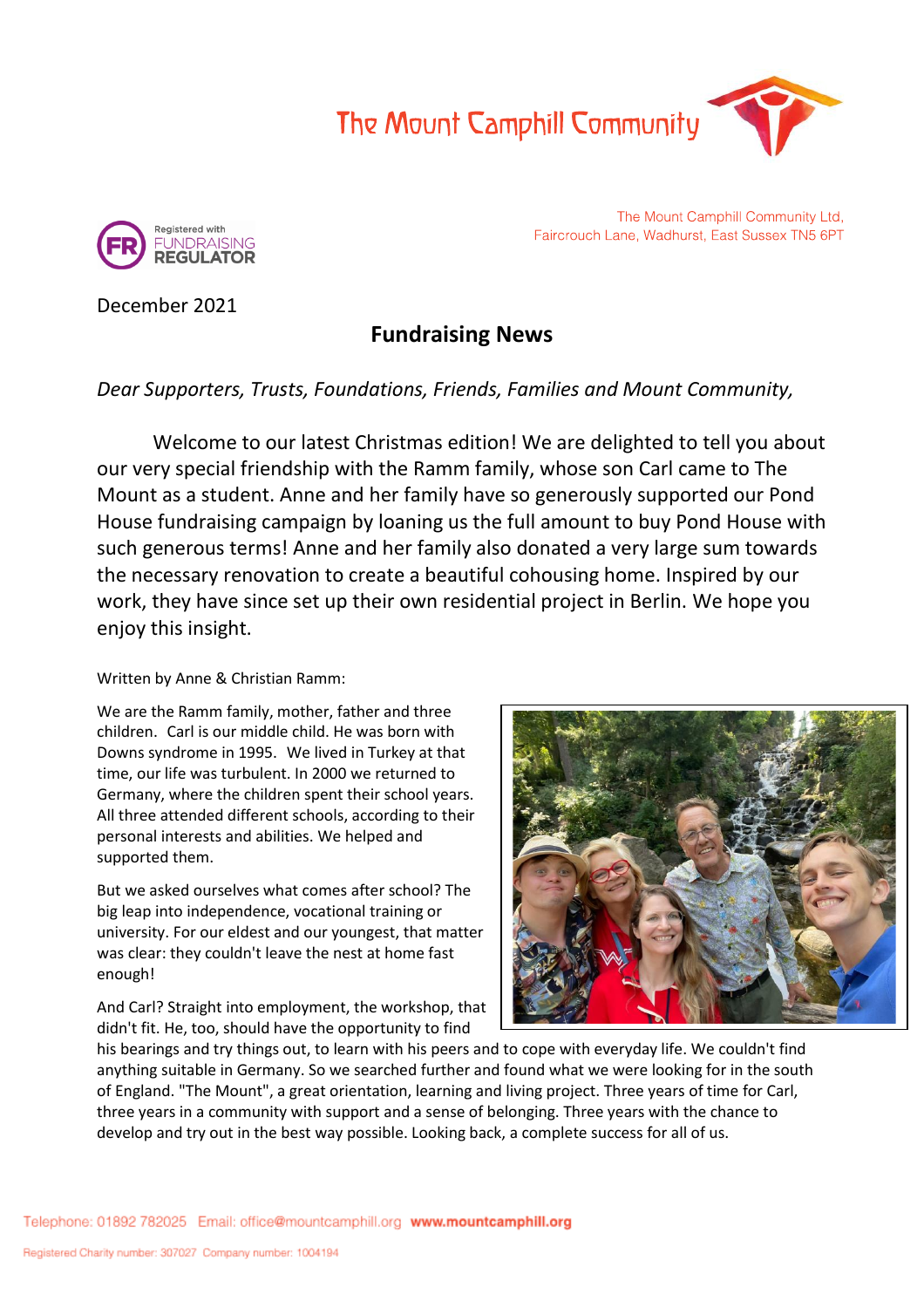The Mount Camphill Community

Registered with FUNDRAISING REGULATOR

The Mount Camphill Community Ltd,
Faircrouch Lane, Wadhurst, East Sussex TN5 6PT

December 2021

## Fundraising News

*Dear Supporters, Trusts, Foundations, Friends, Families and Mount Community,*

Welcome to our latest Christmas edition! We are delighted to tell you about our very special friendship with the Ramm family, whose son Carl came to The Mount as a student. Anne and her family have so generously supported our Pond House fundraising campaign by loaning us the full amount to buy Pond House with such generous terms! Anne and her family also donated a very large sum towards the necessary renovation to create a beautiful cohousing home. Inspired by our work, they have since set up their own residential project in Berlin. We hope you enjoy this insight.

Written by Anne & Christian Ramm:

We are the Ramm family, mother, father and three children. Carl is our middle child. He was born with Downs syndrome in 1995. We lived in Turkey at that time, our life was turbulent. In 2000 we returned to Germany, where the children spent their school years. All three attended different schools, according to their personal interests and abilities. We helped and supported them.

But we asked ourselves what comes after school? The big leap into independence, vocational training or university. For our eldest and our youngest, that matter was clear: they couldn't leave the nest at home fast enough!

And Carl? Straight into employment, the workshop, that didn't fit. He, too, should have the opportunity to find his bearings and try things out, to learn with his peers and to cope with everyday life. We couldn't find anything suitable in Germany. So we searched further and found what we were looking for in the south of England. "The Mount", a great orientation, learning and living project. Three years of time for Carl, three years in a community with support and a sense of belonging. Three years with the chance to develop and try out in the best way possible. Looking back, a complete success for all of us.

Telephone: 01892 782025 Email: office@mountcamphill.org **www.mountcamphill.org**

Registered Charity number: 307027 Company number: 1004194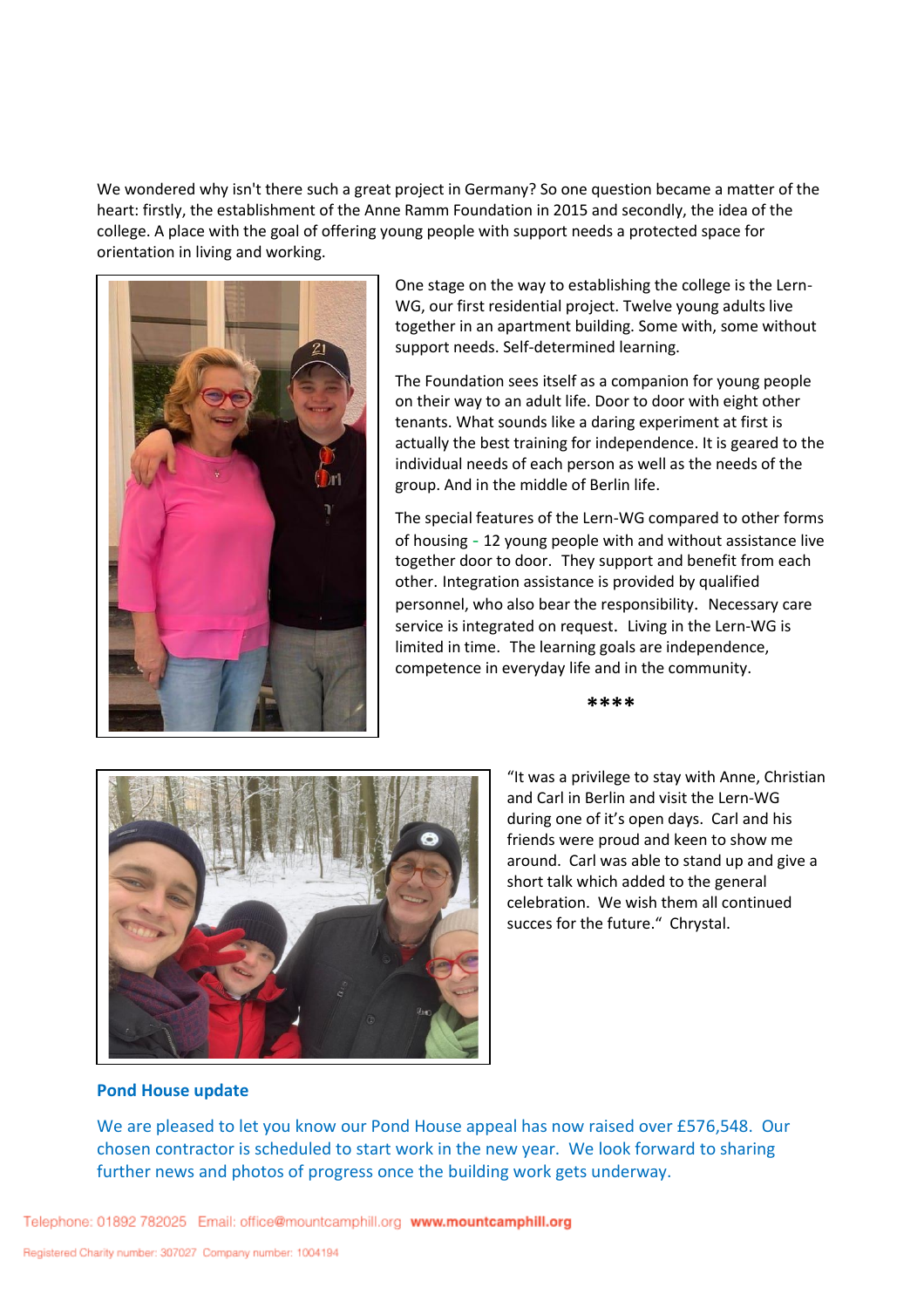We wondered why isn't there such a great project in Germany? So one question became a matter of the heart: firstly, the establishment of the Anne Ramm Foundation in 2015 and secondly, the idea of the college. A place with the goal of offering young people with support needs a protected space for orientation in living and working.

One stage on the way to establishing the college is the Lern-WG, our first residential project. Twelve young adults live together in an apartment building. Some with, some without support needs. Self-determined learning.

The Foundation sees itself as a companion for young people on their way to an adult life. Door to door with eight other tenants. What sounds like a daring experiment at first is actually the best training for independence. It is geared to the individual needs of each person as well as the needs of the group. And in the middle of Berlin life.

The special features of the Lern-WG compared to other forms of housing - 12 young people with and without assistance live together door to door. They support and benefit from each other. Integration assistance is provided by qualified personnel, who also bear the responsibility. Necessary care service is integrated on request. Living in the Lern-WG is limited in time. The learning goals are independence, competence in everyday life and in the community.

****

"It was a privilege to stay with Anne, Christian and Carl in Berlin and visit the Lern-WG during one of it's open days. Carl and his friends were proud and keen to show me around. Carl was able to stand up and give a short talk which added to the general celebration. We wish them all continued succes for the future." Chrystal.

**Pond House update**

We are pleased to let you know our Pond House appeal has now raised over £576,548. Our chosen contractor is scheduled to start work in the new year. We look forward to sharing further news and photos of progress once the building work gets underway.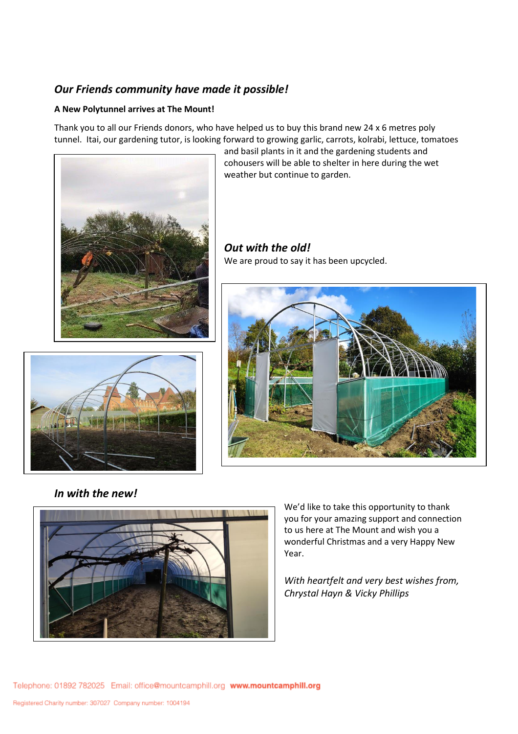## *Our Friends community have made it possible!*

**A New Polytunnel arrives at The Mount!**

Thank you to all our Friends donors, who have helped us to buy this brand new 24 x 6 metres poly tunnel. Itai, our gardening tutor, is looking forward to growing garlic, carrots, kolrabi, lettuce, tomatoes and basil plants in it and the gardening students and cohousers will be able to shelter in here during the wet weather but continue to garden.

## *Out with the old!*

We are proud to say it has been upcycled.

## *In with the new!*

We'd like to take this opportunity to thank you for your amazing support and connection to us here at The Mount and wish you a wonderful Christmas and a very Happy New Year.

*With heartfelt and very best wishes from,*
*Chrystal Hayn & Vicky Phillips*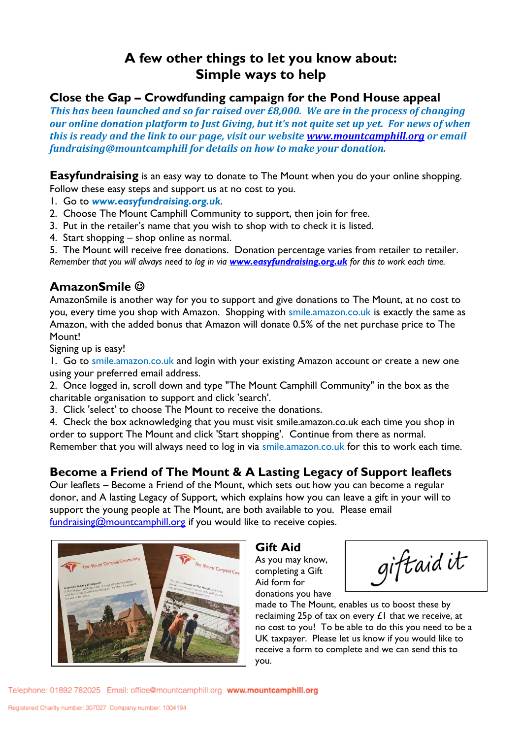# A few other things to let you know about:
# Simple ways to help

## Close the Gap – Crowdfunding campaign for the Pond House appeal

***This has been launched and so far raised over £8,000. We are in the process of changing our online donation platform to Just Giving, but it's not quite set up yet. For news of when this is ready and the link to our page, visit our website www.mountcamphill.org or email fundraising@mountcamphill for details on how to make your donation.***

**Easyfundraising** is an easy way to donate to The Mount when you do your online shopping. Follow these easy steps and support us at no cost to you.

1. Go to ***www.easyfundraising.org.uk***.
2. Choose The Mount Camphill Community to support, then join for free.
3. Put in the retailer's name that you wish to shop with to check it is listed.
4. Start shopping – shop online as normal.
5. The Mount will receive free donations. Donation percentage varies from retailer to retailer.

*Remember that you will always need to log in via* ***www.easyfundraising.org.uk*** *for this to work each time.*

## AmazonSmile ☺

AmazonSmile is another way for you to support and give donations to The Mount, at no cost to you, every time you shop with Amazon. Shopping with smile.amazon.co.uk is exactly the same as Amazon, with the added bonus that Amazon will donate 0.5% of the net purchase price to The Mount!

Signing up is easy!

1. Go to smile.amazon.co.uk and login with your existing Amazon account or create a new one using your preferred email address.
2. Once logged in, scroll down and type "The Mount Camphill Community" in the box as the charitable organisation to support and click 'search'.
3. Click 'select' to choose The Mount to receive the donations.
4. Check the box acknowledging that you must visit smile.amazon.co.uk each time you shop in order to support The Mount and click 'Start shopping'. Continue from there as normal.

Remember that you will always need to log in via smile.amazon.co.uk for this to work each time.

## Become a Friend of The Mount & A Lasting Legacy of Support leaflets

Our leaflets – Become a Friend of the Mount, which sets out how you can become a regular donor, and A lasting Legacy of Support, which explains how you can leave a gift in your will to support the young people at The Mount, are both available to you. Please email fundraising@mountcamphill.org if you would like to receive copies.

## Gift Aid

giftaid it

As you may know, completing a Gift Aid form for donations you have made to The Mount, enables us to boost these by reclaiming 25p of tax on every £1 that we receive, at no cost to you! To be able to do this you need to be a UK taxpayer. Please let us know if you would like to receive a form to complete and we can send this to you.

Telephone: 01892 782025 Email: office@mountcamphill.org **www.mountcamphill.org**

Registered Charity number: 307027 Company number: 1004194